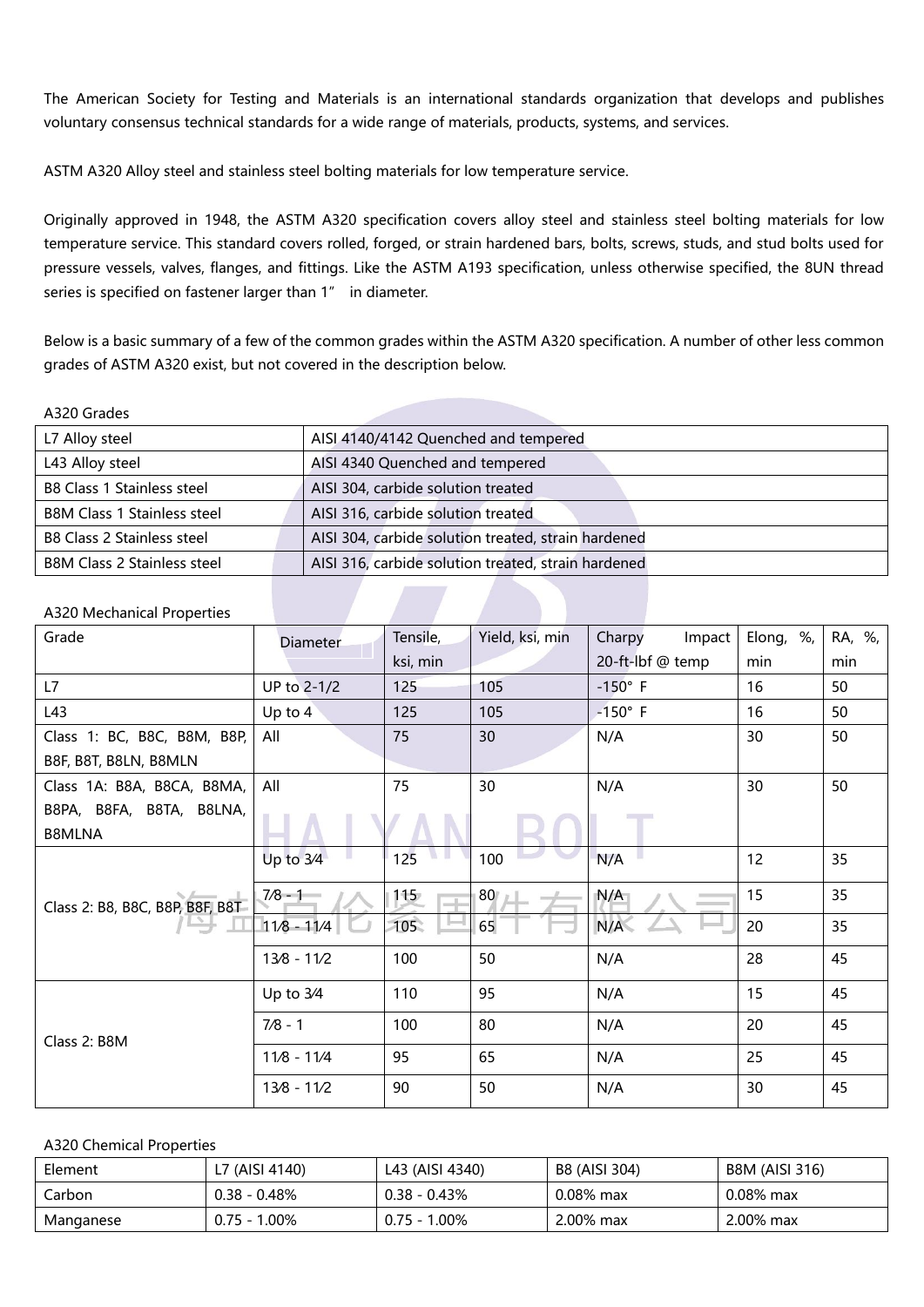The American Society for Testing and Materials is an international standards organization that develops and publishes voluntary consensus technical standards for a wide range of materials, products, systems, and services.

ASTM A320 Alloy steel and stainless steel bolting materials for low temperature service.

Originally approved in 1948, the ASTM A320 specification covers alloy steel and stainless steel bolting materials for low temperature service. This standard covers rolled, forged, or strain hardened bars, bolts, screws, studs, and stud bolts used for pressure vessels, valves, flanges, and fittings. Like the ASTM A193 specification, unless otherwise specified, the 8UN thread series is specified on fastener larger than 1" in diameter.

Below is a basic summary of a few of the common grades within the ASTM A320 specification. A number of other less common grades of ASTM A320 exist, but not covered in the description below.

A320 Grades

| | |
|---|---|
| L7 Alloy steel | AISI 4140/4142 Quenched and tempered |
| L43 Alloy steel | AISI 4340 Quenched and tempered |
| B8 Class 1 Stainless steel | AISI 304, carbide solution treated |
| B8M Class 1 Stainless steel | AISI 316, carbide solution treated |
| B8 Class 2 Stainless steel | AISI 304, carbide solution treated, strain hardened |
| B8M Class 2 Stainless steel | AISI 316, carbide solution treated, strain hardened |

A320 Mechanical Properties

| Grade | Diameter | Tensile, ksi, min | Yield, ksi, min | Charpy Impact 20-ft-lbf @ temp | Elong, %, min | RA, %, min |
|---|---|---|---|---|---|---|
| L7 | UP to 2-1/2 | 125 | 105 | -150° F | 16 | 50 |
| L43 | Up to 4 | 125 | 105 | -150° F | 16 | 50 |
| Class 1: BC, B8C, B8M, B8P, B8F, B8T, B8LN, B8MLN | All | 75 | 30 | N/A | 30 | 50 |
| Class 1A: B8A, B8CA, B8MA, B8PA, B8FA, B8TA, B8LNA, B8MLNA | All | 75 | 30 | N/A | 30 | 50 |
| Class 2: B8, B8C, B8P, B8F, B8T | Up to 3⁄4 | 125 | 100 | N/A | 12 | 35 |
| | 7⁄8 - 1 | 115 | 80 | N/A | 15 | 35 |
| | 11⁄8 - 11⁄4 | 105 | 65 | N/A | 20 | 35 |
| | 13⁄8 - 11⁄2 | 100 | 50 | N/A | 28 | 45 |
| Class 2: B8M | Up to 3⁄4 | 110 | 95 | N/A | 15 | 45 |
| | 7⁄8 - 1 | 100 | 80 | N/A | 20 | 45 |
| | 11⁄8 - 11⁄4 | 95 | 65 | N/A | 25 | 45 |
| | 13⁄8 - 11⁄2 | 90 | 50 | N/A | 30 | 45 |

A320 Chemical Properties

| Element | L7 (AISI 4140) | L43 (AISI 4340) | B8 (AISI 304) | B8M (AISI 316) |
|---|---|---|---|---|
| Carbon | 0.38 - 0.48% | 0.38 - 0.43% | 0.08% max | 0.08% max |
| Manganese | 0.75 - 1.00% | 0.75 - 1.00% | 2.00% max | 2.00% max |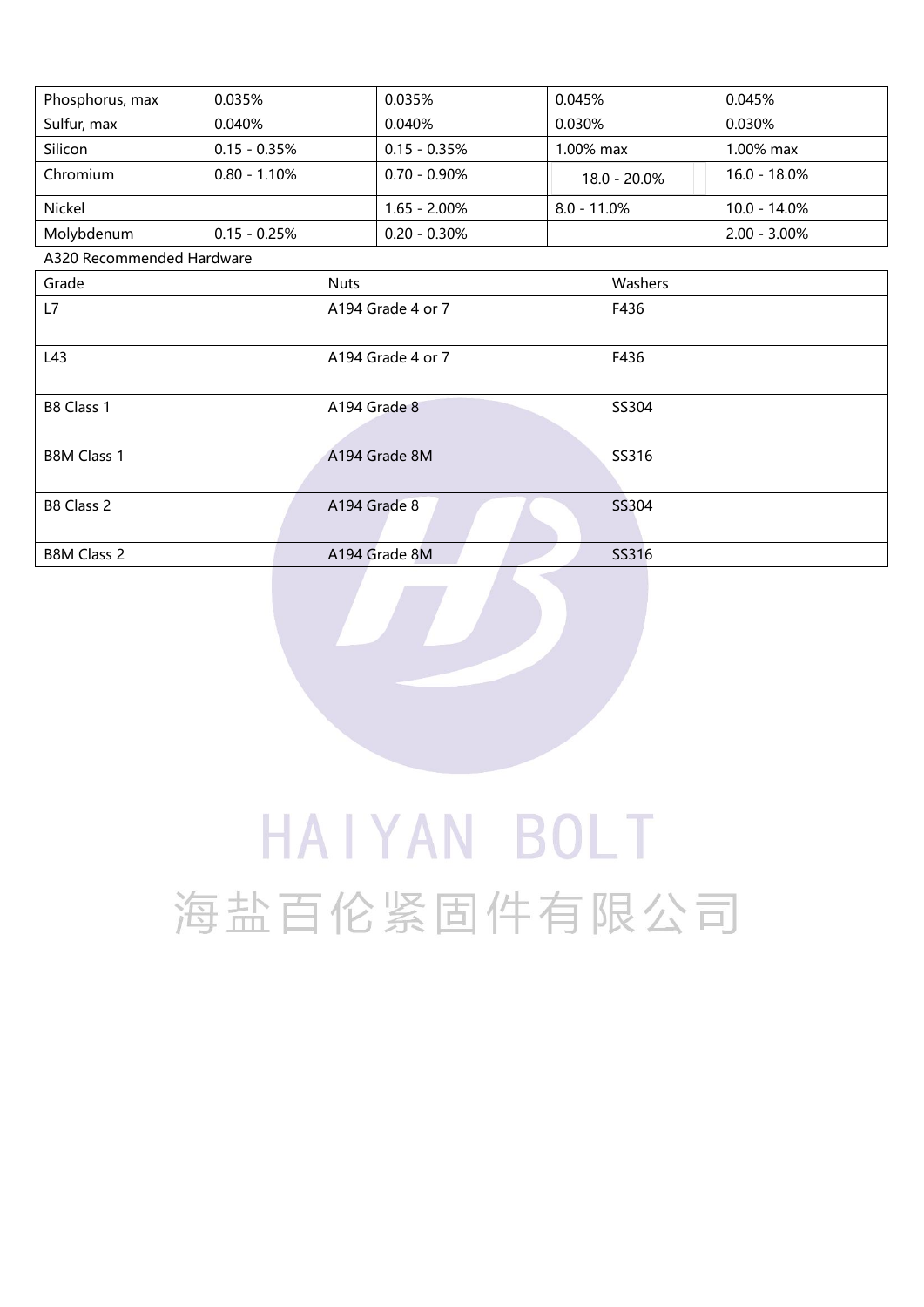| | | | | |
|---|---|---|---|---|
| Phosphorus, max | 0.035% | 0.035% | 0.045% | 0.045% |
| Sulfur, max | 0.040% | 0.040% | 0.030% | 0.030% |
| Silicon | 0.15 - 0.35% | 0.15 - 0.35% | 1.00% max | 1.00% max |
| Chromium | 0.80 - 1.10% | 0.70 - 0.90% | 18.0 - 20.0% | 16.0 - 18.0% |
| Nickel | | 1.65 - 2.00% | 8.0 - 11.0% | 10.0 - 14.0% |
| Molybdenum | 0.15 - 0.25% | 0.20 - 0.30% | | 2.00 - 3.00% |

A320 Recommended Hardware

| Grade | Nuts | Washers |
|---|---|---|
| L7 | A194 Grade 4 or 7 | F436 |
| L43 | A194 Grade 4 or 7 | F436 |
| B8 Class 1 | A194 Grade 8 | SS304 |
| B8M Class 1 | A194 Grade 8M | SS316 |
| B8 Class 2 | A194 Grade 8 | SS304 |
| B8M Class 2 | A194 Grade 8M | SS316 |